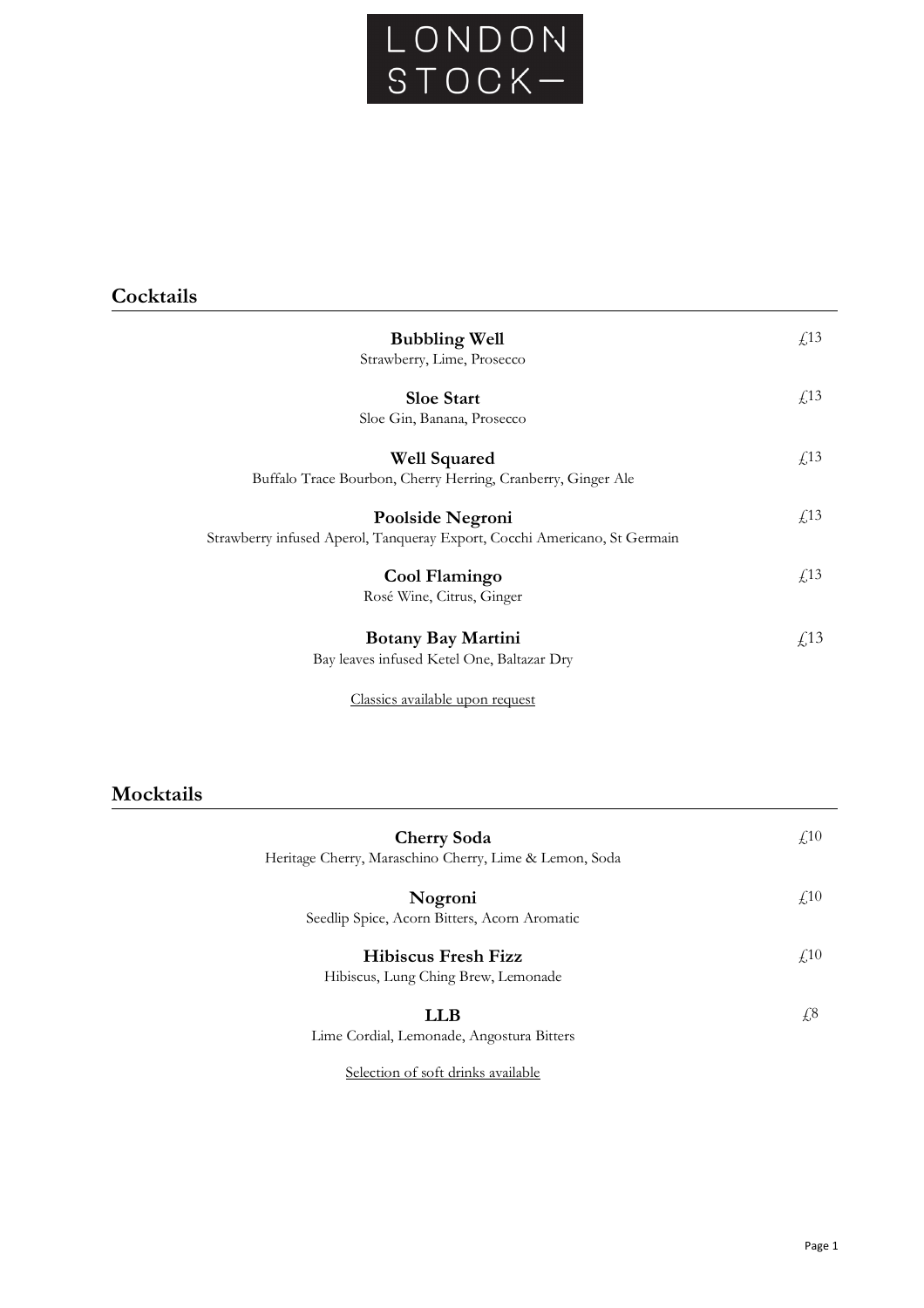# LONDON STOCK—

## Cocktails

**Bubbling Well** — £13
Strawberry, Lime, Prosecco

**Sloe Start** — £13
Sloe Gin, Banana, Prosecco

**Well Squared** — £13
Buffalo Trace Bourbon, Cherry Herring, Cranberry, Ginger Ale

**Poolside Negroni** — £13
Strawberry infused Aperol, Tanqueray Export, Cocchi Americano, St Germain

**Cool Flamingo** — £13
Rosé Wine, Citrus, Ginger

**Botany Bay Martini** — £13
Bay leaves infused Ketel One, Baltazar Dry

Classics available upon request

## Mocktails

**Cherry Soda** — £10
Heritage Cherry, Maraschino Cherry, Lime & Lemon, Soda

**Nogroni** — £10
Seedlip Spice, Acorn Bitters, Acorn Aromatic

**Hibiscus Fresh Fizz** — £10
Hibiscus, Lung Ching Brew, Lemonade

**LLB** — £8
Lime Cordial, Lemonade, Angostura Bitters

Selection of soft drinks available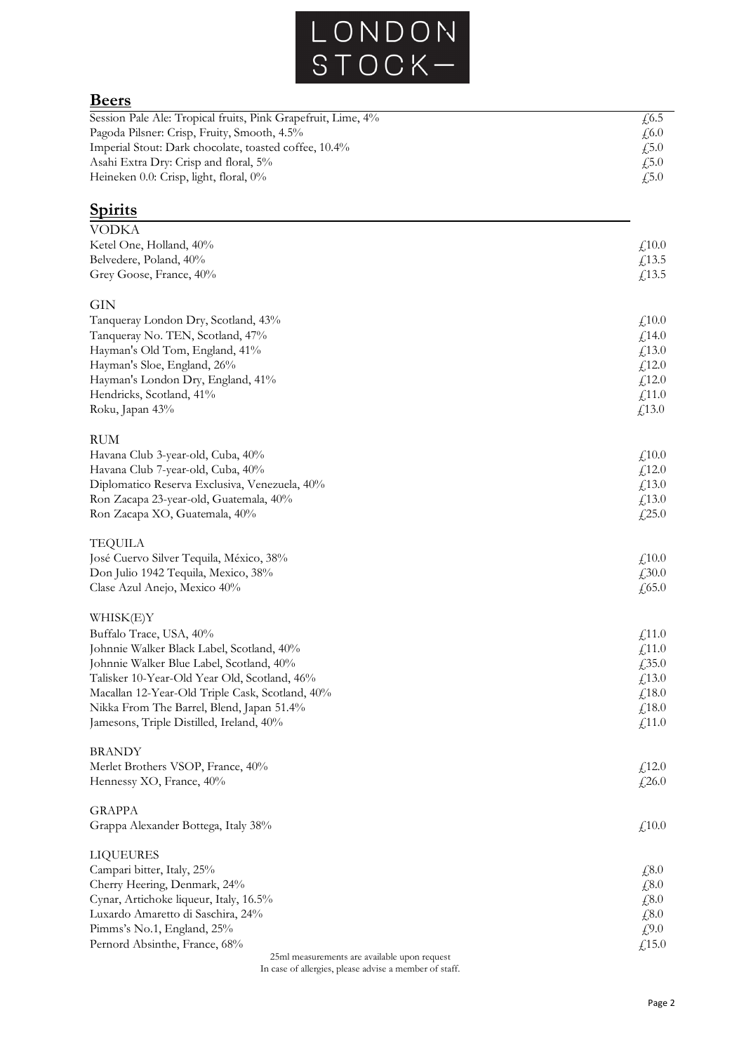# LONDON STOCK—

## Beers

| | |
|---|---|
| Session Pale Ale: Tropical fruits, Pink Grapefruit, Lime, 4% | £6.5 |
| Pagoda Pilsner: Crisp, Fruity, Smooth, 4.5% | £6.0 |
| Imperial Stout: Dark chocolate, toasted coffee, 10.4% | £5.0 |
| Asahi Extra Dry: Crisp and floral, 5% | £5.0 |
| Heineken 0.0: Crisp, light, floral, 0% | £5.0 |

## Spirits

### VODKA

| | |
|---|---|
| Ketel One, Holland, 40% | £10.0 |
| Belvedere, Poland, 40% | £13.5 |
| Grey Goose, France, 40% | £13.5 |

### GIN

| | |
|---|---|
| Tanqueray London Dry, Scotland, 43% | £10.0 |
| Tanqueray No. TEN, Scotland, 47% | £14.0 |
| Hayman's Old Tom, England, 41% | £13.0 |
| Hayman's Sloe, England, 26% | £12.0 |
| Hayman's London Dry, England, 41% | £12.0 |
| Hendricks, Scotland, 41% | £11.0 |
| Roku, Japan 43% | £13.0 |

### RUM

| | |
|---|---|
| Havana Club 3-year-old, Cuba, 40% | £10.0 |
| Havana Club 7-year-old, Cuba, 40% | £12.0 |
| Diplomatico Reserva Exclusiva, Venezuela, 40% | £13.0 |
| Ron Zacapa 23-year-old, Guatemala, 40% | £13.0 |
| Ron Zacapa XO, Guatemala, 40% | £25.0 |

### TEQUILA

| | |
|---|---|
| José Cuervo Silver Tequila, México, 38% | £10.0 |
| Don Julio 1942 Tequila, Mexico, 38% | £30.0 |
| Clase Azul Anejo, Mexico 40% | £65.0 |

### WHISK(E)Y

| | |
|---|---|
| Buffalo Trace, USA, 40% | £11.0 |
| Johnnie Walker Black Label, Scotland, 40% | £11.0 |
| Johnnie Walker Blue Label, Scotland, 40% | £35.0 |
| Talisker 10-Year-Old Year Old, Scotland, 46% | £13.0 |
| Macallan 12-Year-Old Triple Cask, Scotland, 40% | £18.0 |
| Nikka From The Barrel, Blend, Japan 51.4% | £18.0 |
| Jamesons, Triple Distilled, Ireland, 40% | £11.0 |

### BRANDY

| | |
|---|---|
| Merlet Brothers VSOP, France, 40% | £12.0 |
| Hennessy XO, France, 40% | £26.0 |

### GRAPPA

| | |
|---|---|
| Grappa Alexander Bottega, Italy 38% | £10.0 |

### LIQUEURES

| | |
|---|---|
| Campari bitter, Italy, 25% | £8.0 |
| Cherry Heering, Denmark, 24% | £8.0 |
| Cynar, Artichoke liqueur, Italy, 16.5% | £8.0 |
| Luxardo Amaretto di Saschira, 24% | £8.0 |
| Pimms's No.1, England, 25% | £9.0 |
| Pernord Absinthe, France, 68% | £15.0 |

25ml measurements are available upon request

In case of allergies, please advise a member of staff.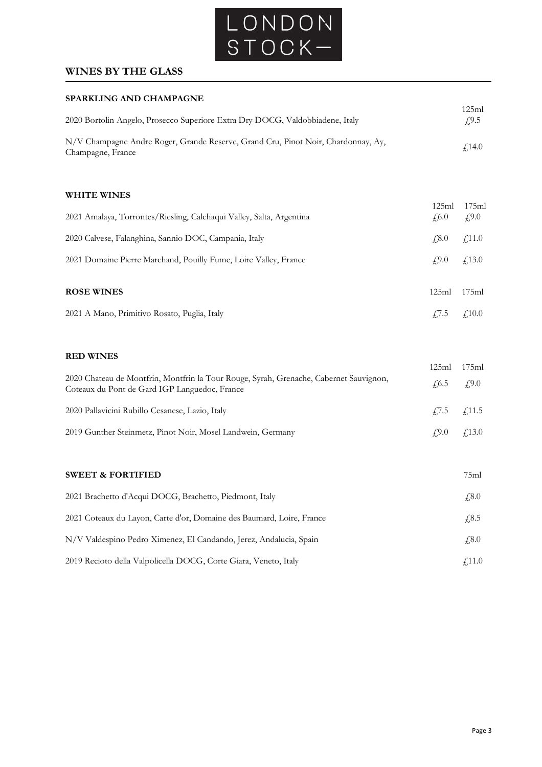# LONDON STOCK—

## WINES BY THE GLASS

### SPARKLING AND CHAMPAGNE

| | 125ml |
|---|---|
| 2020 Bortolin Angelo, Prosecco Superiore Extra Dry DOCG, Valdobbiadene, Italy | £9.5 |
| N/V Champagne Andre Roger, Grande Reserve, Grand Cru, Pinot Noir, Chardonnay, Ay, Champagne, France | £14.0 |

### WHITE WINES

| | 125ml | 175ml |
|---|---|---|
| 2021 Amalaya, Torrontes/Riesling, Calchaqui Valley, Salta, Argentina | £6.0 | £9.0 |
| 2020 Calvese, Falanghina, Sannio DOC, Campania, Italy | £8.0 | £11.0 |
| 2021 Domaine Pierre Marchand, Pouilly Fume, Loire Valley, France | £9.0 | £13.0 |

### ROSE WINES

| | 125ml | 175ml |
|---|---|---|
| 2021 A Mano, Primitivo Rosato, Puglia, Italy | £7.5 | £10.0 |

### RED WINES

| | 125ml | 175ml |
|---|---|---|
| 2020 Chateau de Montfrin, Montfrin la Tour Rouge, Syrah, Grenache, Cabernet Sauvignon, Coteaux du Pont de Gard IGP Languedoc, France | £6.5 | £9.0 |
| 2020 Pallavicini Rubillo Cesanese, Lazio, Italy | £7.5 | £11.5 |
| 2019 Gunther Steinmetz, Pinot Noir, Mosel Landwein, Germany | £9.0 | £13.0 |

### SWEET & FORTIFIED

| | 75ml |
|---|---|
| 2021 Brachetto d'Acqui DOCG, Brachetto, Piedmont, Italy | £8.0 |
| 2021 Coteaux du Layon, Carte d'or, Domaine des Baumard, Loire, France | £8.5 |
| N/V Valdespino Pedro Ximenez, El Candando, Jerez, Andalucia, Spain | £8.0 |
| 2019 Recioto della Valpolicella DOCG, Corte Giara, Veneto, Italy | £11.0 |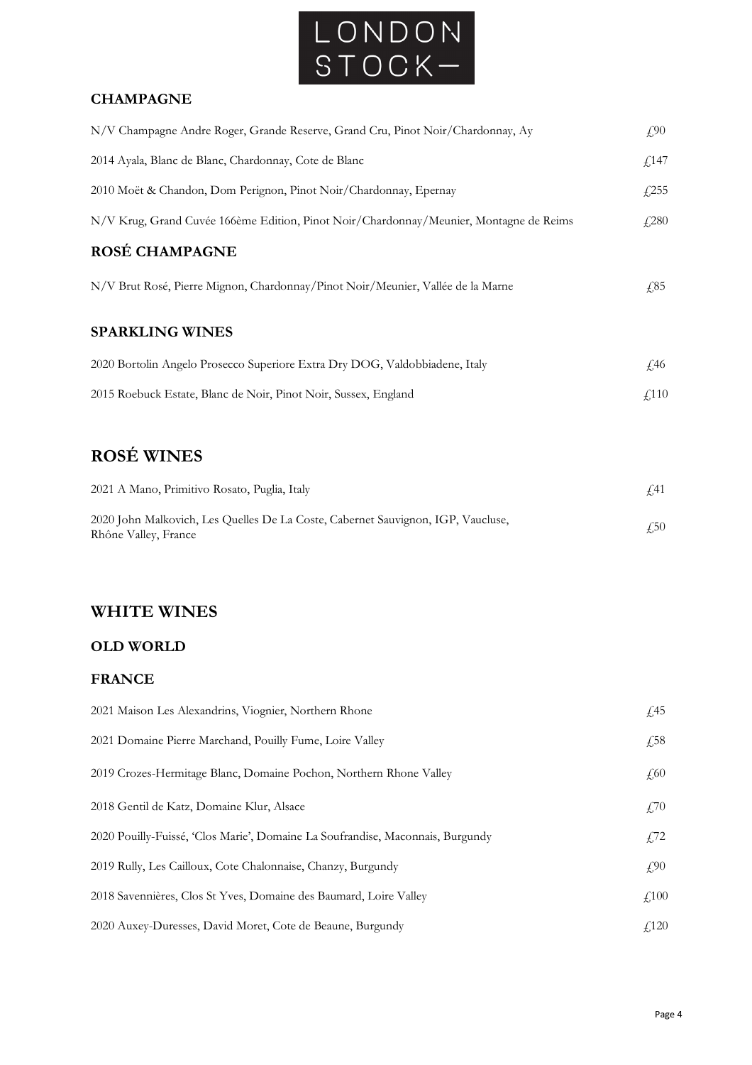# LONDON STOCK—

## CHAMPAGNE

| | |
|---|---|
| N/V Champagne Andre Roger, Grande Reserve, Grand Cru, Pinot Noir/Chardonnay, Ay | £90 |
| 2014 Ayala, Blanc de Blanc, Chardonnay, Cote de Blanc | £147 |
| 2010 Moët & Chandon, Dom Perignon, Pinot Noir/Chardonnay, Epernay | £255 |
| N/V Krug, Grand Cuvée 166ème Edition, Pinot Noir/Chardonnay/Meunier, Montagne de Reims | £280 |

## ROSÉ CHAMPAGNE

| | |
|---|---|
| N/V Brut Rosé, Pierre Mignon, Chardonnay/Pinot Noir/Meunier, Vallée de la Marne | £85 |

## SPARKLING WINES

| | |
|---|---|
| 2020 Bortolin Angelo Prosecco Superiore Extra Dry DOG, Valdobbiadene, Italy | £46 |
| 2015 Roebuck Estate, Blanc de Noir, Pinot Noir, Sussex, England | £110 |

# ROSÉ WINES

| | |
|---|---|
| 2021 A Mano, Primitivo Rosato, Puglia, Italy | £41 |
| 2020 John Malkovich, Les Quelles De La Coste, Cabernet Sauvignon, IGP, Vaucluse, Rhône Valley, France | £50 |

# WHITE WINES

## OLD WORLD

## FRANCE

| | |
|---|---|
| 2021 Maison Les Alexandrins, Viognier, Northern Rhone | £45 |
| 2021 Domaine Pierre Marchand, Pouilly Fume, Loire Valley | £58 |
| 2019 Crozes-Hermitage Blanc, Domaine Pochon, Northern Rhone Valley | £60 |
| 2018 Gentil de Katz, Domaine Klur, Alsace | £70 |
| 2020 Pouilly-Fuissé, 'Clos Marie', Domaine La Soufrandise, Maconnais, Burgundy | £72 |
| 2019 Rully, Les Cailloux, Cote Chalonnaise, Chanzy, Burgundy | £90 |
| 2018 Savennières, Clos St Yves, Domaine des Baumard, Loire Valley | £100 |
| 2020 Auxey-Duresses, David Moret, Cote de Beaune, Burgundy | £120 |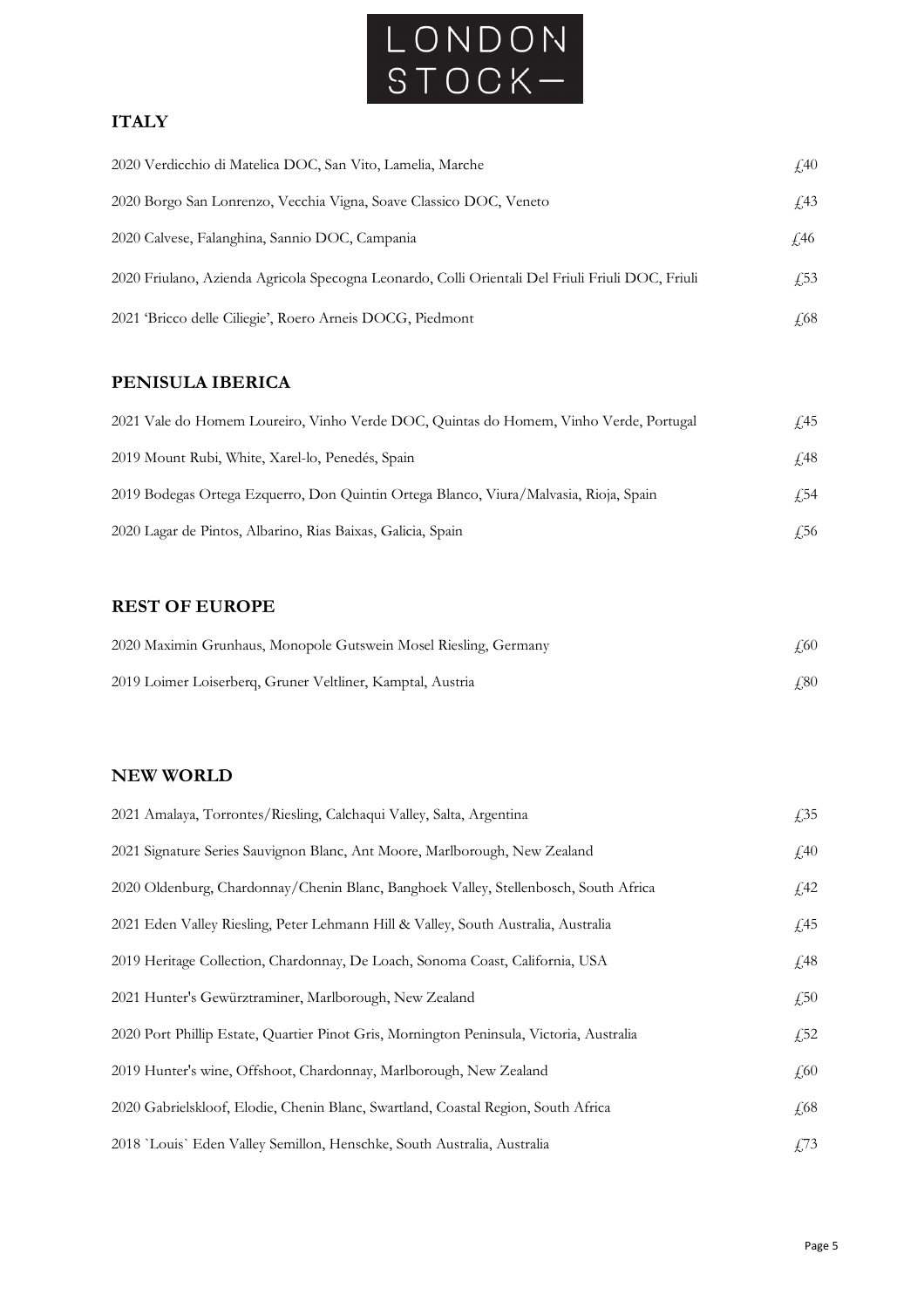# LONDON STOCK—

## ITALY

| | |
|---|---|
| 2020 Verdicchio di Matelica DOC, San Vito, Lamelia, Marche | £40 |
| 2020 Borgo San Lonrenzo, Vecchia Vigna, Soave Classico DOC, Veneto | £43 |
| 2020 Calvese, Falanghina, Sannio DOC, Campania | £46 |
| 2020 Friulano, Azienda Agricola Specogna Leonardo, Colli Orientali Del Friuli Friuli DOC, Friuli | £53 |
| 2021 'Bricco delle Ciliegie', Roero Arneis DOCG, Piedmont | £68 |

## PENISULA IBERICA

| | |
|---|---|
| 2021 Vale do Homem Loureiro, Vinho Verde DOC, Quintas do Homem, Vinho Verde, Portugal | £45 |
| 2019 Mount Rubi, White, Xarel-lo, Penedés, Spain | £48 |
| 2019 Bodegas Ortega Ezquerro, Don Quintin Ortega Blanco, Viura/Malvasia, Rioja, Spain | £54 |
| 2020 Lagar de Pintos, Albarino, Rias Baixas, Galicia, Spain | £56 |

## REST OF EUROPE

| | |
|---|---|
| 2020 Maximin Grunhaus, Monopole Gutswein Mosel Riesling, Germany | £60 |
| 2019 Loimer Loiserberq, Gruner Veltliner, Kamptal, Austria | £80 |

## NEW WORLD

| | |
|---|---|
| 2021 Amalaya, Torrontes/Riesling, Calchaqui Valley, Salta, Argentina | £35 |
| 2021 Signature Series Sauvignon Blanc, Ant Moore, Marlborough, New Zealand | £40 |
| 2020 Oldenburg, Chardonnay/Chenin Blanc, Banghoek Valley, Stellenbosch, South Africa | £42 |
| 2021 Eden Valley Riesling, Peter Lehmann Hill & Valley, South Australia, Australia | £45 |
| 2019 Heritage Collection, Chardonnay, De Loach, Sonoma Coast, California, USA | £48 |
| 2021 Hunter's Gewürztraminer, Marlborough, New Zealand | £50 |
| 2020 Port Phillip Estate, Quartier Pinot Gris, Mornington Peninsula, Victoria, Australia | £52 |
| 2019 Hunter's wine, Offshoot, Chardonnay, Marlborough, New Zealand | £60 |
| 2020 Gabrielskloof, Elodie, Chenin Blanc, Swartland, Coastal Region, South Africa | £68 |
| 2018 `Louis` Eden Valley Semillon, Henschke, South Australia, Australia | £73 |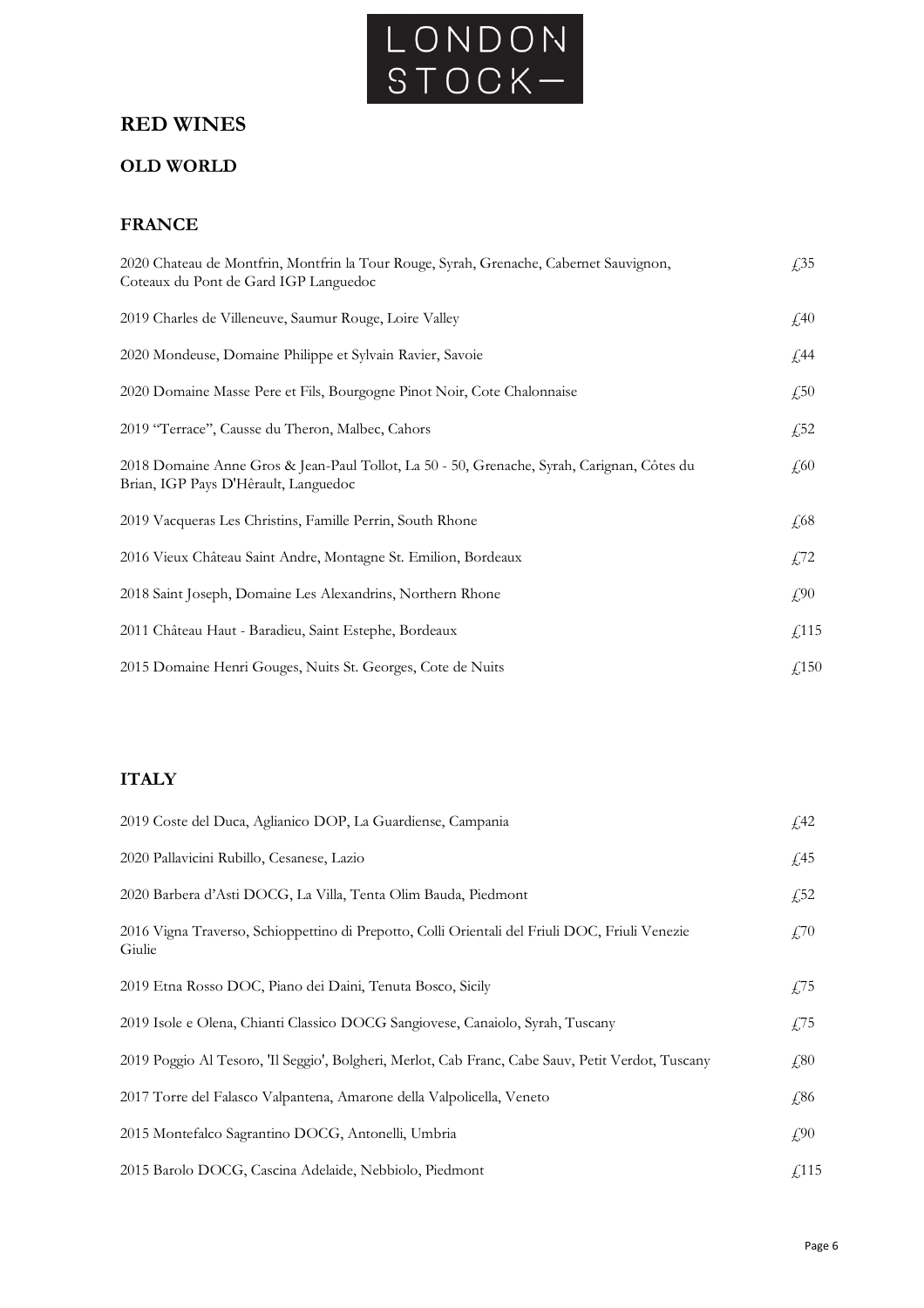# LONDON STOCK—

## RED WINES

### OLD WORLD

### FRANCE

| | |
|---|---|
| 2020 Chateau de Montfrin, Montfrin la Tour Rouge, Syrah, Grenache, Cabernet Sauvignon, Coteaux du Pont de Gard IGP Languedoc | £35 |
| 2019 Charles de Villeneuve, Saumur Rouge, Loire Valley | £40 |
| 2020 Mondeuse, Domaine Philippe et Sylvain Ravier, Savoie | £44 |
| 2020 Domaine Masse Pere et Fils, Bourgogne Pinot Noir, Cote Chalonnaise | £50 |
| 2019 "Terrace", Causse du Theron, Malbec, Cahors | £52 |
| 2018 Domaine Anne Gros & Jean-Paul Tollot, La 50 - 50, Grenache, Syrah, Carignan, Côtes du Brian, IGP Pays D'Hérault, Languedoc | £60 |
| 2019 Vacqueras Les Christins, Famille Perrin, South Rhone | £68 |
| 2016 Vieux Château Saint Andre, Montagne St. Emilion, Bordeaux | £72 |
| 2018 Saint Joseph, Domaine Les Alexandrins, Northern Rhone | £90 |
| 2011 Château Haut - Baradieu, Saint Estephe, Bordeaux | £115 |
| 2015 Domaine Henri Gouges, Nuits St. Georges, Cote de Nuits | £150 |

### ITALY

| | |
|---|---|
| 2019 Coste del Duca, Aglianico DOP, La Guardiense, Campania | £42 |
| 2020 Pallavicini Rubillo, Cesanese, Lazio | £45 |
| 2020 Barbera d'Asti DOCG, La Villa, Tenta Olim Bauda, Piedmont | £52 |
| 2016 Vigna Traverso, Schioppettino di Prepotto, Colli Orientali del Friuli DOC, Friuli Venezie Giulie | £70 |
| 2019 Etna Rosso DOC, Piano dei Daini, Tenuta Bosco, Sicily | £75 |
| 2019 Isole e Olena, Chianti Classico DOCG Sangiovese, Canaiolo, Syrah, Tuscany | £75 |
| 2019 Poggio Al Tesoro, 'Il Seggio', Bolgheri, Merlot, Cab Franc, Cabe Sauv, Petit Verdot, Tuscany | £80 |
| 2017 Torre del Falasco Valpantena, Amarone della Valpolicella, Veneto | £86 |
| 2015 Montefalco Sagrantino DOCG, Antonelli, Umbria | £90 |
| 2015 Barolo DOCG, Cascina Adelaide, Nebbiolo, Piedmont | £115 |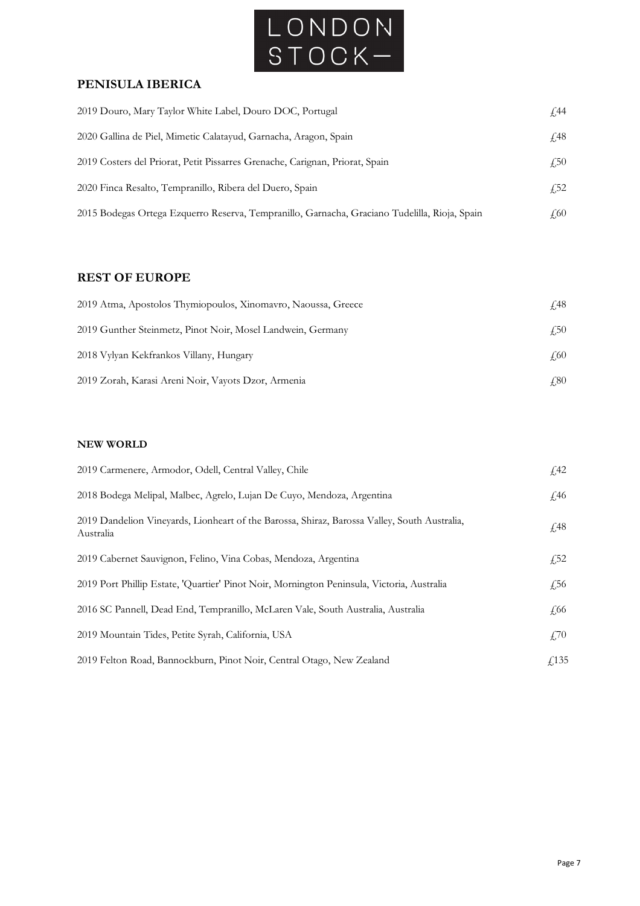# LONDON STOCK—

## PENISULA IBERICA

| | |
|---|---|
| 2019 Douro, Mary Taylor White Label, Douro DOC, Portugal | £44 |
| 2020 Gallina de Piel, Mimetic Calatayud, Garnacha, Aragon, Spain | £48 |
| 2019 Costers del Priorat, Petit Pissarres Grenache, Carignan, Priorat, Spain | £50 |
| 2020 Finca Resalto, Tempranillo, Ribera del Duero, Spain | £52 |
| 2015 Bodegas Ortega Ezquerro Reserva, Tempranillo, Garnacha, Graciano Tudelilla, Rioja, Spain | £60 |

## REST OF EUROPE

| | |
|---|---|
| 2019 Atma, Apostolos Thymiopoulos, Xinomavro, Naoussa, Greece | £48 |
| 2019 Gunther Steinmetz, Pinot Noir, Mosel Landwein, Germany | £50 |
| 2018 Vylyan Kekfrankos Villany, Hungary | £60 |
| 2019 Zorah, Karasi Areni Noir, Vayots Dzor, Armenia | £80 |

### NEW WORLD

| | |
|---|---|
| 2019 Carmenere, Armodor, Odell, Central Valley, Chile | £42 |
| 2018 Bodega Melipal, Malbec, Agrelo, Lujan De Cuyo, Mendoza, Argentina | £46 |
| 2019 Dandelion Vineyards, Lionheart of the Barossa, Shiraz, Barossa Valley, South Australia, Australia | £48 |
| 2019 Cabernet Sauvignon, Felino, Vina Cobas, Mendoza, Argentina | £52 |
| 2019 Port Phillip Estate, 'Quartier' Pinot Noir, Mornington Peninsula, Victoria, Australia | £56 |
| 2016 SC Pannell, Dead End, Tempranillo, McLaren Vale, South Australia, Australia | £66 |
| 2019 Mountain Tides, Petite Syrah, California, USA | £70 |
| 2019 Felton Road, Bannockburn, Pinot Noir, Central Otago, New Zealand | £135 |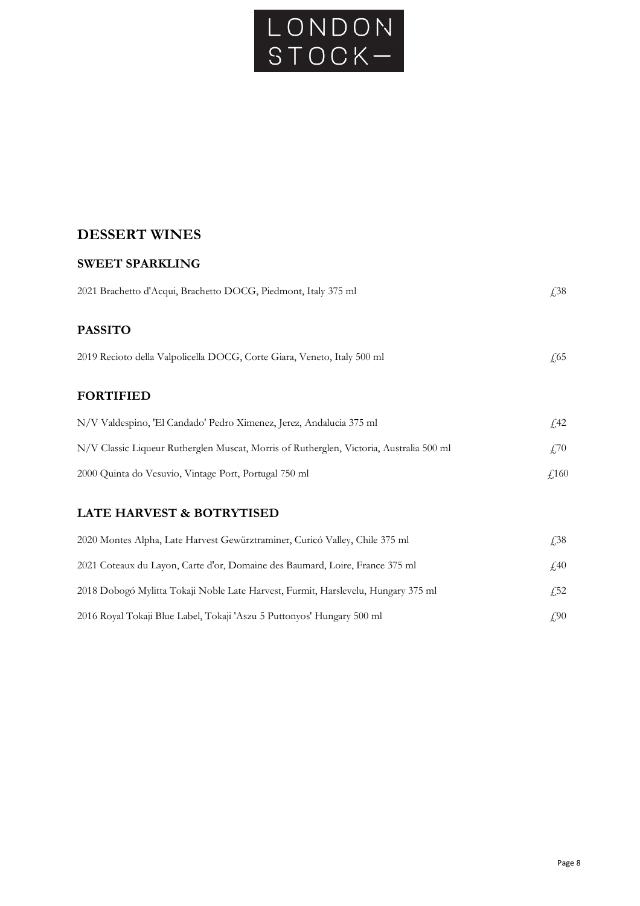LONDON STOCK—

# DESSERT WINES

## SWEET SPARKLING

| | |
|---|---|
| 2021 Brachetto d'Acqui, Brachetto DOCG, Piedmont, Italy 375 ml | £38 |

## PASSITO

| | |
|---|---|
| 2019 Recioto della Valpolicella DOCG, Corte Giara, Veneto, Italy 500 ml | £65 |

## FORTIFIED

| | |
|---|---|
| N/V Valdespino, 'El Candado' Pedro Ximenez, Jerez, Andalucia 375 ml | £42 |
| N/V Classic Liqueur Rutherglen Muscat, Morris of Rutherglen, Victoria, Australia 500 ml | £70 |
| 2000 Quinta do Vesuvio, Vintage Port, Portugal 750 ml | £160 |

## LATE HARVEST & BOTRYTISED

| | |
|---|---|
| 2020 Montes Alpha, Late Harvest Gewürztraminer, Curicó Valley, Chile 375 ml | £38 |
| 2021 Coteaux du Layon, Carte d'or, Domaine des Baumard, Loire, France 375 ml | £40 |
| 2018 Dobogó Mylitta Tokaji Noble Late Harvest, Furmit, Harslevelu, Hungary 375 ml | £52 |
| 2016 Royal Tokaji Blue Label, Tokaji 'Aszu 5 Puttonyos' Hungary 500 ml | £90 |